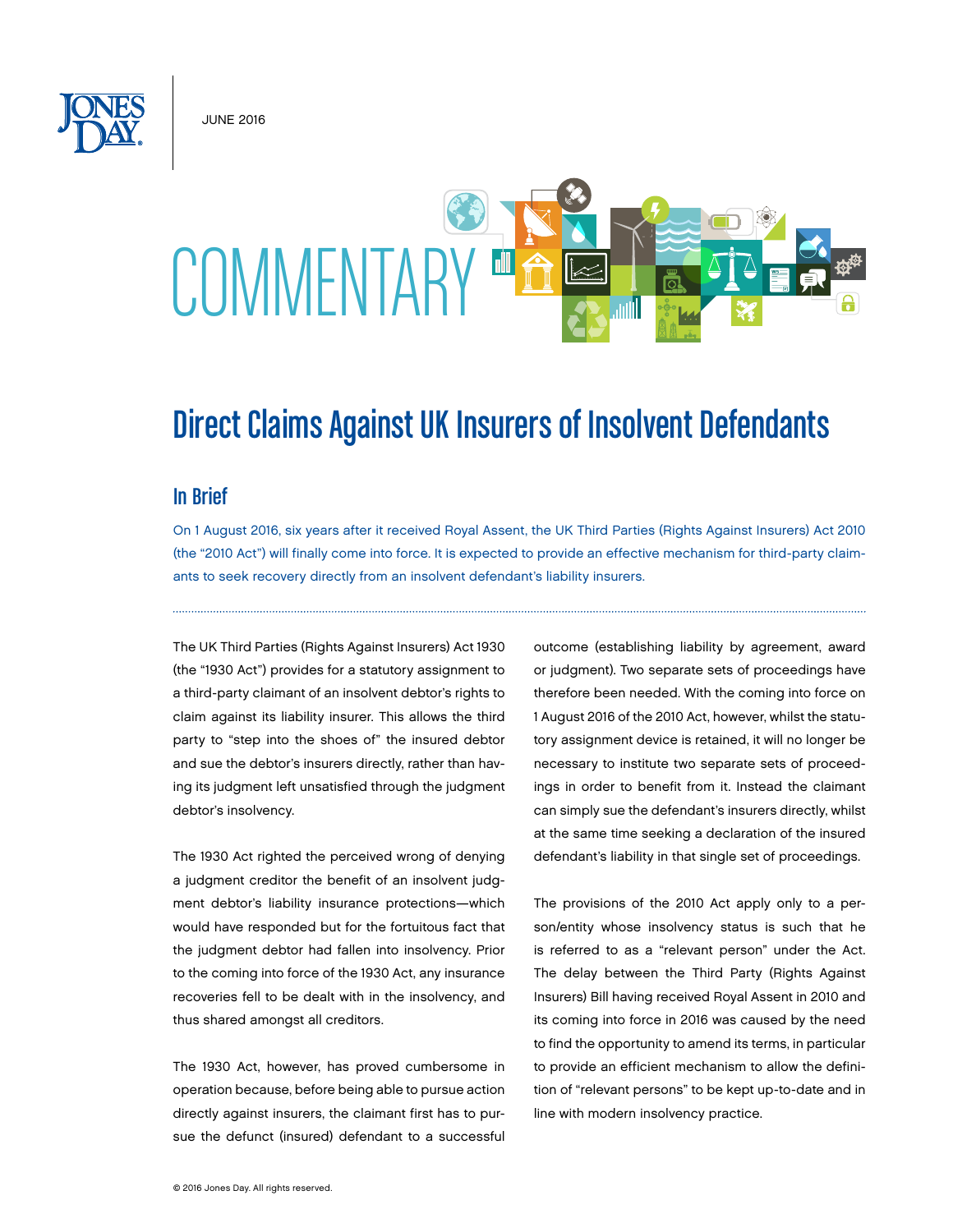JUNE 2016

# COMMENTARY

# Direct Claims Against UK Insurers of Insolvent Defendants

## In Brief

On 1 August 2016, six years after it received Royal Assent, the UK Third Parties (Rights Against Insurers) Act 2010 (the "2010 Act") will finally come into force. It is expected to provide an effective mechanism for third-party claimants to seek recovery directly from an insolvent defendant's liability insurers.

---

The UK Third Parties (Rights Against Insurers) Act 1930 (the "1930 Act") provides for a statutory assignment to a third-party claimant of an insolvent debtor's rights to claim against its liability insurer. This allows the third party to "step into the shoes of" the insured debtor and sue the debtor's insurers directly, rather than having its judgment left unsatisfied through the judgment debtor's insolvency.

The 1930 Act righted the perceived wrong of denying a judgment creditor the benefit of an insolvent judgment debtor's liability insurance protections—which would have responded but for the fortuitous fact that the judgment debtor had fallen into insolvency. Prior to the coming into force of the 1930 Act, any insurance recoveries fell to be dealt with in the insolvency, and thus shared amongst all creditors.

The 1930 Act, however, has proved cumbersome in operation because, before being able to pursue action directly against insurers, the claimant first has to pursue the defunct (insured) defendant to a successful outcome (establishing liability by agreement, award or judgment). Two separate sets of proceedings have therefore been needed. With the coming into force on 1 August 2016 of the 2010 Act, however, whilst the statutory assignment device is retained, it will no longer be necessary to institute two separate sets of proceedings in order to benefit from it. Instead the claimant can simply sue the defendant's insurers directly, whilst at the same time seeking a declaration of the insured defendant's liability in that single set of proceedings.

The provisions of the 2010 Act apply only to a person/entity whose insolvency status is such that he is referred to as a "relevant person" under the Act. The delay between the Third Party (Rights Against Insurers) Bill having received Royal Assent in 2010 and its coming into force in 2016 was caused by the need to find the opportunity to amend its terms, in particular to provide an efficient mechanism to allow the definition of "relevant persons" to be kept up-to-date and in line with modern insolvency practice.

© 2016 Jones Day. All rights reserved.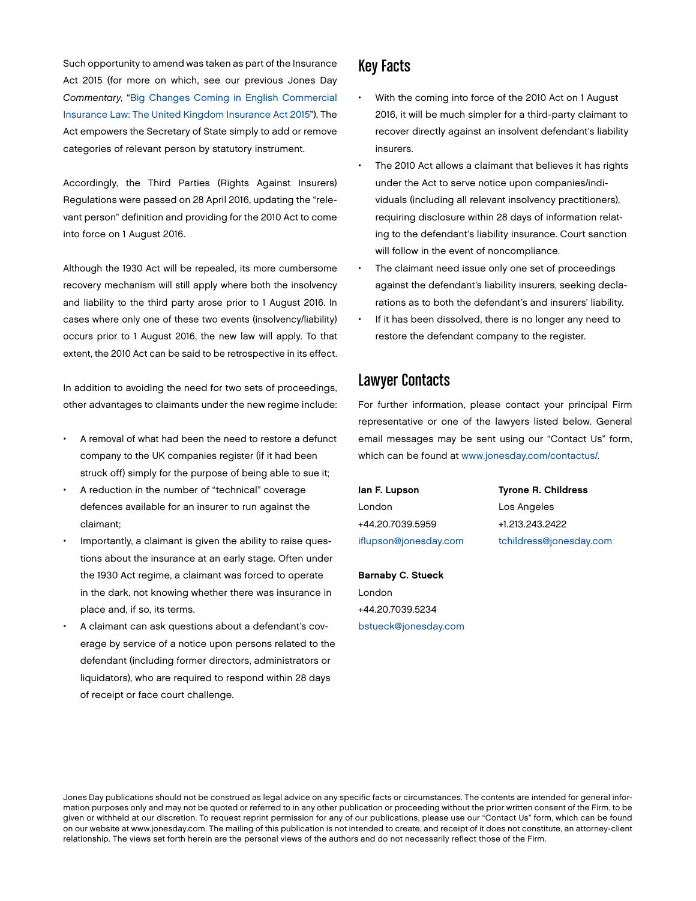Such opportunity to amend was taken as part of the Insurance Act 2015 (for more on which, see our previous Jones Day *Commentary*, "Big Changes Coming in English Commercial Insurance Law: The United Kingdom Insurance Act 2015"). The Act empowers the Secretary of State simply to add or remove categories of relevant person by statutory instrument.

Accordingly, the Third Parties (Rights Against Insurers) Regulations were passed on 28 April 2016, updating the "relevant person" definition and providing for the 2010 Act to come into force on 1 August 2016.

Although the 1930 Act will be repealed, its more cumbersome recovery mechanism will still apply where both the insolvency and liability to the third party arose prior to 1 August 2016. In cases where only one of these two events (insolvency/liability) occurs prior to 1 August 2016, the new law will apply. To that extent, the 2010 Act can be said to be retrospective in its effect.

In addition to avoiding the need for two sets of proceedings, other advantages to claimants under the new regime include:

- A removal of what had been the need to restore a defunct company to the UK companies register (if it had been struck off) simply for the purpose of being able to sue it;
- A reduction in the number of "technical" coverage defences available for an insurer to run against the claimant;
- Importantly, a claimant is given the ability to raise questions about the insurance at an early stage. Often under the 1930 Act regime, a claimant was forced to operate in the dark, not knowing whether there was insurance in place and, if so, its terms.
- A claimant can ask questions about a defendant's coverage by service of a notice upon persons related to the defendant (including former directors, administrators or liquidators), who are required to respond within 28 days of receipt or face court challenge.

## Key Facts

- With the coming into force of the 2010 Act on 1 August 2016, it will be much simpler for a third-party claimant to recover directly against an insolvent defendant's liability insurers.
- The 2010 Act allows a claimant that believes it has rights under the Act to serve notice upon companies/individuals (including all relevant insolvency practitioners), requiring disclosure within 28 days of information relating to the defendant's liability insurance. Court sanction will follow in the event of noncompliance.
- The claimant need issue only one set of proceedings against the defendant's liability insurers, seeking declarations as to both the defendant's and insurers' liability.
- If it has been dissolved, there is no longer any need to restore the defendant company to the register.

## Lawyer Contacts

For further information, please contact your principal Firm representative or one of the lawyers listed below. General email messages may be sent using our "Contact Us" form, which can be found at www.jonesday.com/contactus/.

**Ian F. Lupson**
London
+44.20.7039.5959
iflupson@jonesday.com

**Tyrone R. Childress**
Los Angeles
+1.213.243.2422
tchildress@jonesday.com

**Barnaby C. Stueck**
London
+44.20.7039.5234
bstueck@jonesday.com

Jones Day publications should not be construed as legal advice on any specific facts or circumstances. The contents are intended for general information purposes only and may not be quoted or referred to in any other publication or proceeding without the prior written consent of the Firm, to be given or withheld at our discretion. To request reprint permission for any of our publications, please use our "Contact Us" form, which can be found on our website at www.jonesday.com. The mailing of this publication is not intended to create, and receipt of it does not constitute, an attorney-client relationship. The views set forth herein are the personal views of the authors and do not necessarily reflect those of the Firm.